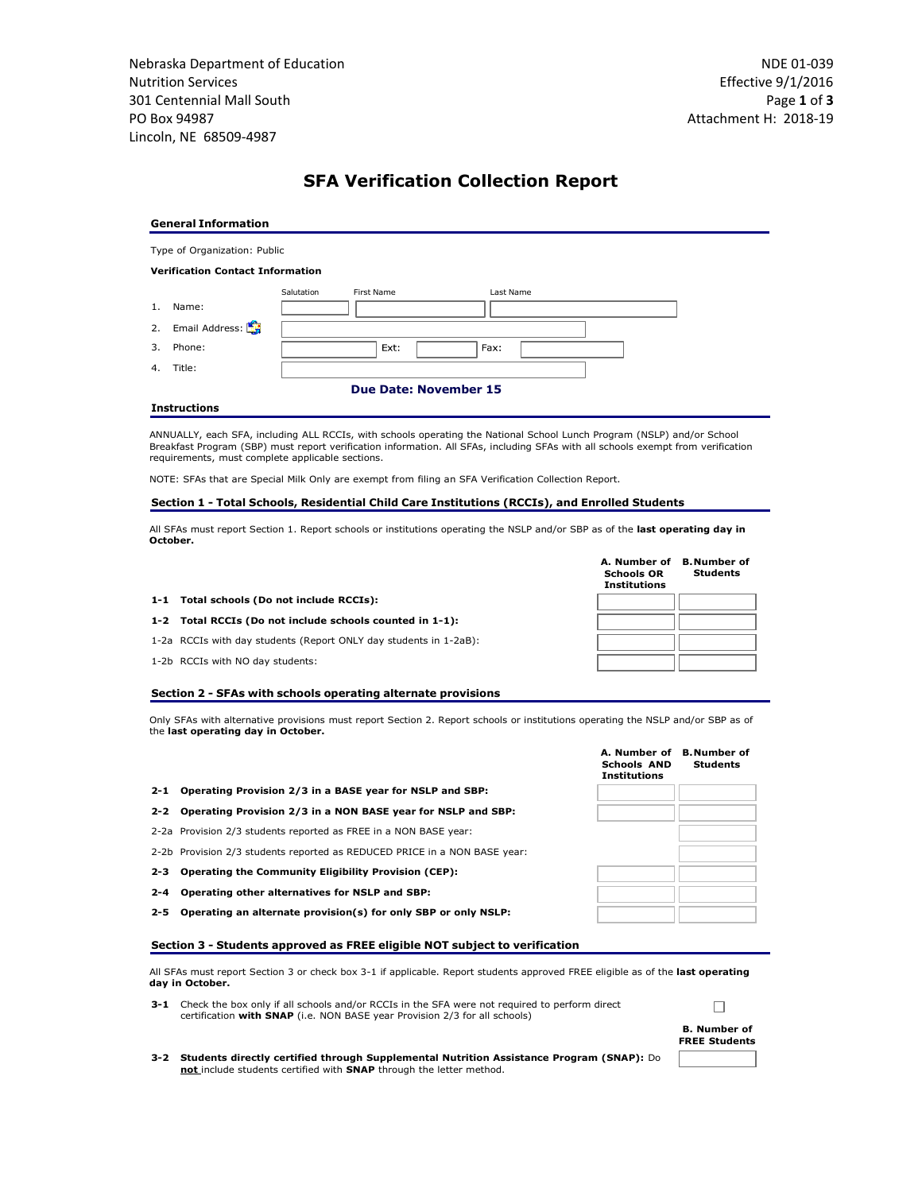Nebraska Department of Education
Nutrition Services
301 Centennial Mall South
PO Box 94987
Lincoln, NE 68509-4987

NDE 01-039
Effective 9/1/2016
Attachment H: 2018-19

# SFA Verification Collection Report

### General Information

Type of Organization: Public

**Verification Contact Information**

| | | Salutation | First Name | Last Name |
|---|---|---|---|---|
| 1. | Name: | | | |
| 2. | Email Address: | | | |
| 3. | Phone: | | Ext: | Fax: |
| 4. | Title: | | | |

**Due Date: November 15**

### Instructions

ANNUALLY, each SFA, including ALL RCCIs, with schools operating the National School Lunch Program (NSLP) and/or School Breakfast Program (SBP) must report verification information. All SFAs, including SFAs with all schools exempt from verification requirements, must complete applicable sections.

NOTE: SFAs that are Special Milk Only are exempt from filing an SFA Verification Collection Report.

### Section 1 - Total Schools, Residential Child Care Institutions (RCCIs), and Enrolled Students

All SFAs must report Section 1. Report schools or institutions operating the NSLP and/or SBP as of the **last operating day in October.**

| | A. Number of Schools OR Institutions | B. Number of Students |
|---|---|---|
| **1-1 Total schools (Do not include RCCIs):** | | |
| **1-2 Total RCCIs (Do not include schools counted in 1-1):** | | |
| 1-2a RCCIs with day students (Report ONLY day students in 1-2aB): | | |
| 1-2b RCCIs with NO day students: | | |

### Section 2 - SFAs with schools operating alternate provisions

Only SFAs with alternative provisions must report Section 2. Report schools or institutions operating the NSLP and/or SBP as of the **last operating day in October.**

| | A. Number of Schools AND Institutions | B. Number of Students |
|---|---|---|
| **2-1 Operating Provision 2/3 in a BASE year for NSLP and SBP:** | | |
| **2-2 Operating Provision 2/3 in a NON BASE year for NSLP and SBP:** | | |
| 2-2a Provision 2/3 students reported as FREE in a NON BASE year: | | |
| 2-2b Provision 2/3 students reported as REDUCED PRICE in a NON BASE year: | | |
| **2-3 Operating the Community Eligibility Provision (CEP):** | | |
| **2-4 Operating other alternatives for NSLP and SBP:** | | |
| **2-5 Operating an alternate provision(s) for only SBP or only NSLP:** | | |

### Section 3 - Students approved as FREE eligible NOT subject to verification

All SFAs must report Section 3 or check box 3-1 if applicable. Report students approved FREE eligible as of the **last operating day in October.**

**3-1** Check the box only if all schools and/or RCCIs in the SFA were not required to perform direct certification **with SNAP** (i.e. NON BASE year Provision 2/3 for all schools) ☐

| | B. Number of FREE Students |
|---|---|
| **3-2 Students directly certified through Supplemental Nutrition Assistance Program (SNAP):** Do **not** include students certified with **SNAP** through the letter method. | |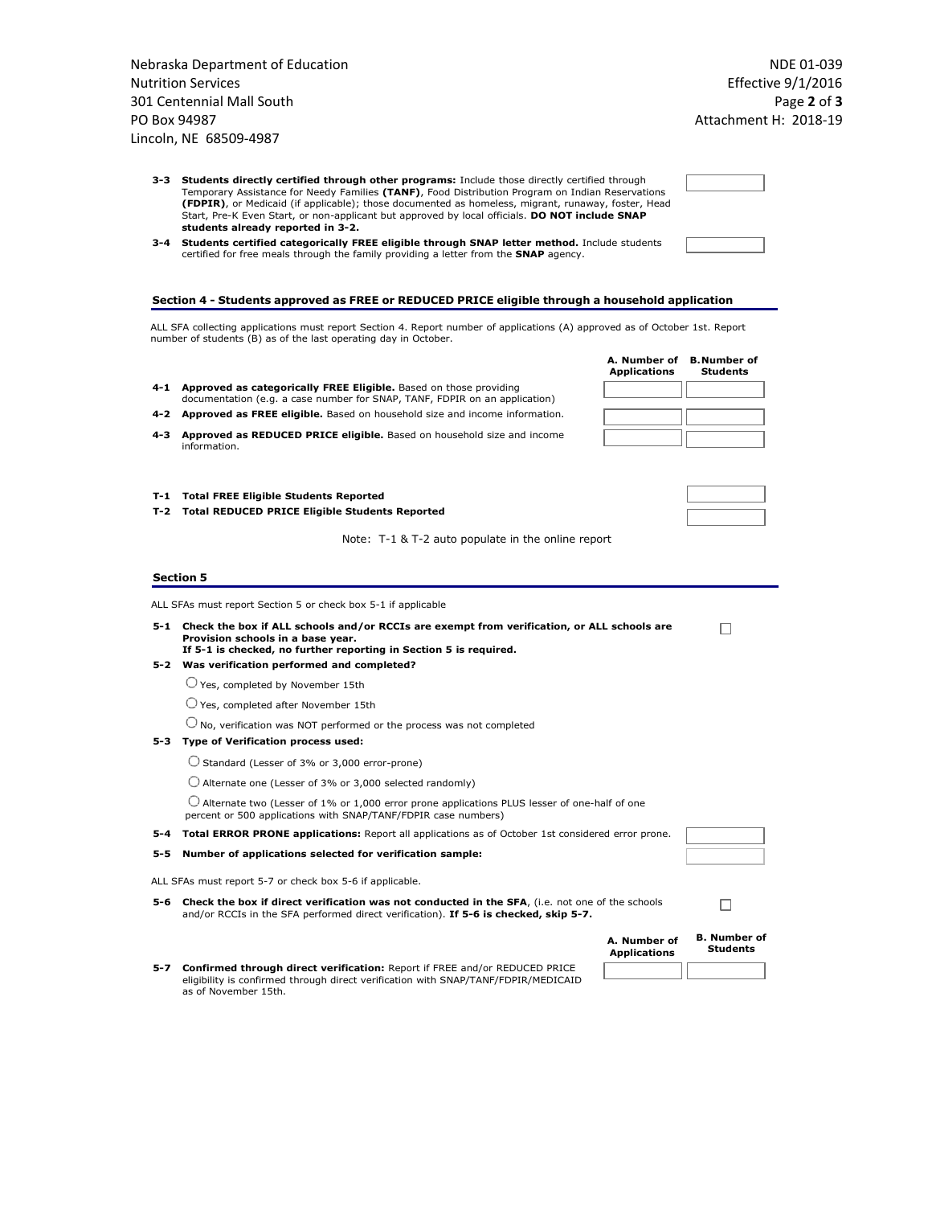**3-3 Students directly certified through other programs:** Include those directly certified through Temporary Assistance for Needy Families **(TANF)**, Food Distribution Program on Indian Reservations **(FDPIR)**, or Medicaid (if applicable); those documented as homeless, migrant, runaway, foster, Head Start, Pre-K Even Start, or non-applicant but approved by local officials. **DO NOT include SNAP students already reported in 3-2.** ☐

**3-4 Students certified categorically FREE eligible through SNAP letter method.** Include students certified for free meals through the family providing a letter from the **SNAP** agency. ☐

## Section 4 - Students approved as FREE or REDUCED PRICE eligible through a household application

ALL SFA collecting applications must report Section 4. Report number of applications (A) approved as of October 1st. Report number of students (B) as of the last operating day in October.

| | A. Number of Applications | B. Number of Students |
|---|---|---|
| **4-1 Approved as categorically FREE Eligible.** Based on those providing documentation (e.g. a case number for SNAP, TANF, FDPIR on an application) | | |
| **4-2 Approved as FREE eligible.** Based on household size and income information. | | |
| **4-3 Approved as REDUCED PRICE eligible.** Based on household size and income information. | | |

**T-1 Total FREE Eligible Students Reported** ☐

**T-2 Total REDUCED PRICE Eligible Students Reported** ☐

Note: T-1 & T-2 auto populate in the online report

## Section 5

ALL SFAs must report Section 5 or check box 5-1 if applicable

**5-1 Check the box if ALL schools and/or RCCIs are exempt from verification, or ALL schools are Provision schools in a base year.**
**If 5-1 is checked, no further reporting in Section 5 is required.** ☐

**5-2 Was verification performed and completed?**

- ○ Yes, completed by November 15th
- ○ Yes, completed after November 15th
- ○ No, verification was NOT performed or the process was not completed

**5-3 Type of Verification process used:**

- ○ Standard (Lesser of 3% or 3,000 error-prone)
- ○ Alternate one (Lesser of 3% or 3,000 selected randomly)
- ○ Alternate two (Lesser of 1% or 1,000 error prone applications PLUS lesser of one-half of one percent or 500 applications with SNAP/TANF/FDPIR case numbers)

**5-4 Total ERROR PRONE applications:** Report all applications as of October 1st considered error prone. ☐

**5-5 Number of applications selected for verification sample:** ☐

ALL SFAs must report 5-7 or check box 5-6 if applicable.

**5-6 Check the box if direct verification was not conducted in the SFA**, (i.e. not one of the schools and/or RCCIs in the SFA performed direct verification). **If 5-6 is checked, skip 5-7.** ☐

| | A. Number of Applications | B. Number of Students |
|---|---|---|
| **5-7 Confirmed through direct verification:** Report if FREE and/or REDUCED PRICE eligibility is confirmed through direct verification with SNAP/TANF/FDPIR/MEDICAID as of November 15th. | | |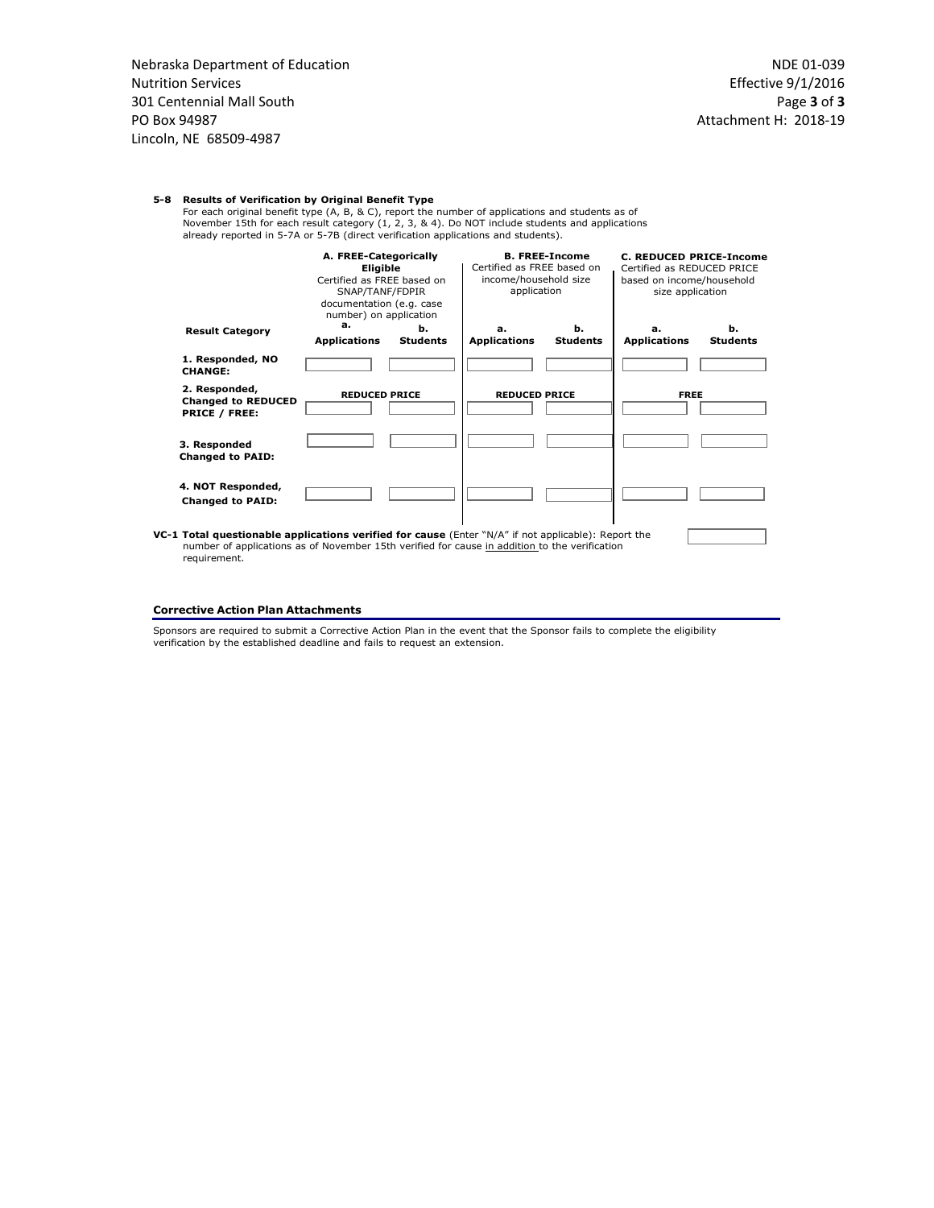**5-8 Results of Verification by Original Benefit Type**

For each original benefit type (A, B, & C), report the number of applications and students as of November 15th for each result category (1, 2, 3, & 4). Do NOT include students and applications already reported in 5-7A or 5-7B (direct verification applications and students).

| Result Category | A. FREE-Categorically Eligible Certified as FREE based on SNAP/TANF/FDPIR documentation (e.g. case number) on application | | B. FREE-Income Certified as FREE based on income/household size application | | C. REDUCED PRICE-Income Certified as REDUCED PRICE based on income/household size application | |
|---|---|---|---|---|---|---|
| | a. Applications | b. Students | a. Applications | b. Students | a. Applications | b. Students |
| 1. Responded, NO CHANGE: | | | | | | |
| 2. Responded, Changed to REDUCED PRICE / FREE: | REDUCED PRICE | | REDUCED PRICE | | FREE | |
| 3. Responded Changed to PAID: | | | | | | |
| 4. NOT Responded, Changed to PAID: | | | | | | |

**VC-1 Total questionable applications verified for cause** (Enter "N/A" if not applicable): Report the number of applications as of November 15th verified for cause in addition to the verification requirement.

## Corrective Action Plan Attachments

Sponsors are required to submit a Corrective Action Plan in the event that the Sponsor fails to complete the eligibility verification by the established deadline and fails to request an extension.